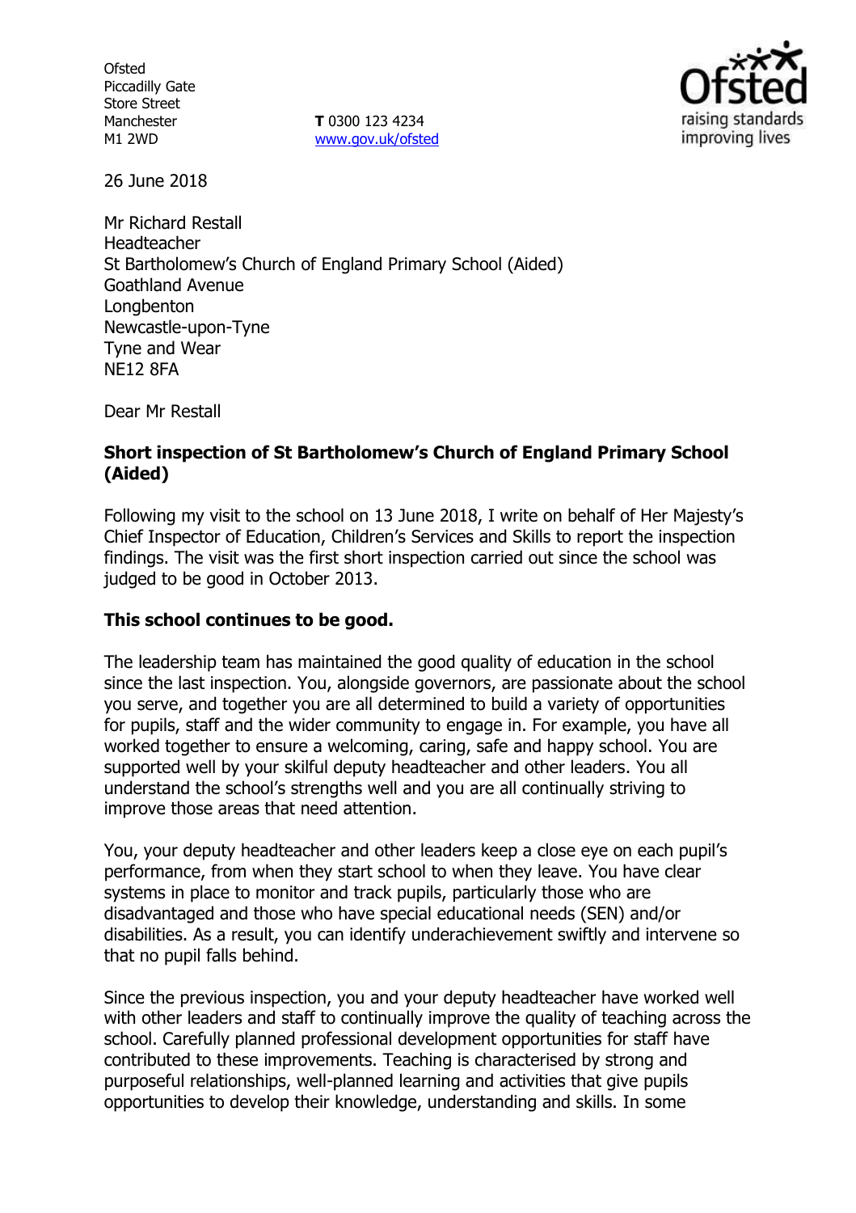Ofsted
Piccadilly Gate
Store Street
Manchester
M1 2WD

**T** 0300 123 4234
www.gov.uk/ofsted

26 June 2018

Mr Richard Restall
Headteacher
St Bartholomew's Church of England Primary School (Aided)
Goathland Avenue
Longbenton
Newcastle-upon-Tyne
Tyne and Wear
NE12 8FA

Dear Mr Restall

**Short inspection of St Bartholomew's Church of England Primary School (Aided)**

Following my visit to the school on 13 June 2018, I write on behalf of Her Majesty's Chief Inspector of Education, Children's Services and Skills to report the inspection findings. The visit was the first short inspection carried out since the school was judged to be good in October 2013.

**This school continues to be good.**

The leadership team has maintained the good quality of education in the school since the last inspection. You, alongside governors, are passionate about the school you serve, and together you are all determined to build a variety of opportunities for pupils, staff and the wider community to engage in. For example, you have all worked together to ensure a welcoming, caring, safe and happy school. You are supported well by your skilful deputy headteacher and other leaders. You all understand the school's strengths well and you are all continually striving to improve those areas that need attention.

You, your deputy headteacher and other leaders keep a close eye on each pupil's performance, from when they start school to when they leave. You have clear systems in place to monitor and track pupils, particularly those who are disadvantaged and those who have special educational needs (SEN) and/or disabilities. As a result, you can identify underachievement swiftly and intervene so that no pupil falls behind.

Since the previous inspection, you and your deputy headteacher have worked well with other leaders and staff to continually improve the quality of teaching across the school. Carefully planned professional development opportunities for staff have contributed to these improvements. Teaching is characterised by strong and purposeful relationships, well-planned learning and activities that give pupils opportunities to develop their knowledge, understanding and skills. In some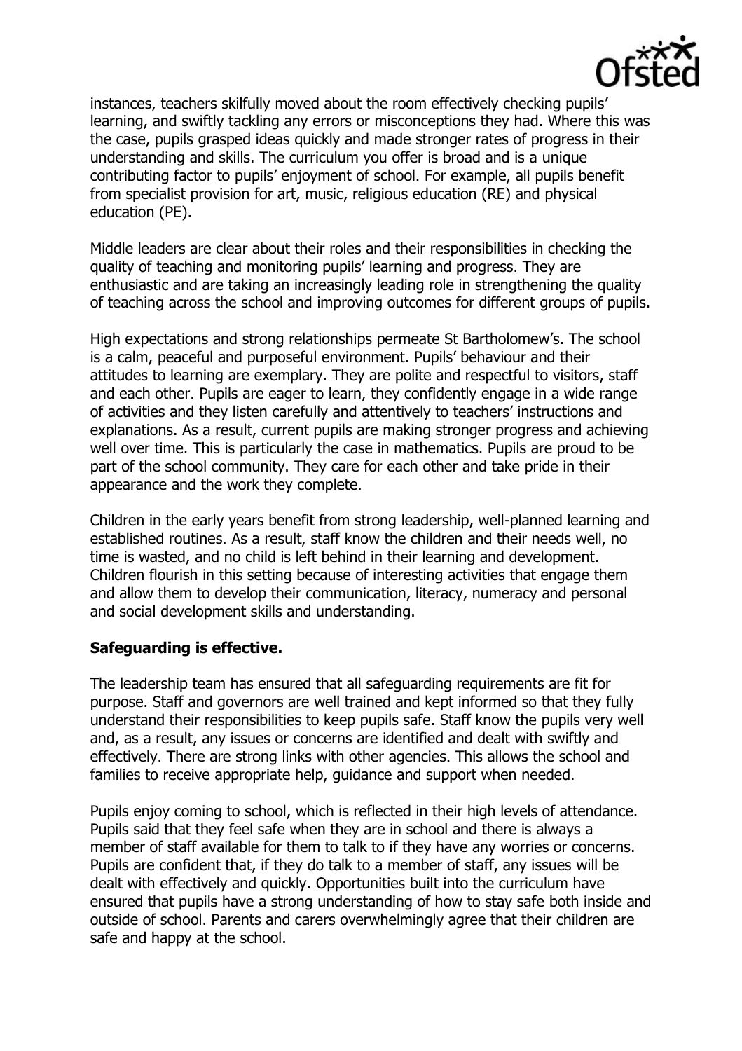instances, teachers skilfully moved about the room effectively checking pupils' learning, and swiftly tackling any errors or misconceptions they had. Where this was the case, pupils grasped ideas quickly and made stronger rates of progress in their understanding and skills. The curriculum you offer is broad and is a unique contributing factor to pupils' enjoyment of school. For example, all pupils benefit from specialist provision for art, music, religious education (RE) and physical education (PE).

Middle leaders are clear about their roles and their responsibilities in checking the quality of teaching and monitoring pupils' learning and progress. They are enthusiastic and are taking an increasingly leading role in strengthening the quality of teaching across the school and improving outcomes for different groups of pupils.

High expectations and strong relationships permeate St Bartholomew's. The school is a calm, peaceful and purposeful environment. Pupils' behaviour and their attitudes to learning are exemplary. They are polite and respectful to visitors, staff and each other. Pupils are eager to learn, they confidently engage in a wide range of activities and they listen carefully and attentively to teachers' instructions and explanations. As a result, current pupils are making stronger progress and achieving well over time. This is particularly the case in mathematics. Pupils are proud to be part of the school community. They care for each other and take pride in their appearance and the work they complete.

Children in the early years benefit from strong leadership, well-planned learning and established routines. As a result, staff know the children and their needs well, no time is wasted, and no child is left behind in their learning and development. Children flourish in this setting because of interesting activities that engage them and allow them to develop their communication, literacy, numeracy and personal and social development skills and understanding.

**Safeguarding is effective.**

The leadership team has ensured that all safeguarding requirements are fit for purpose. Staff and governors are well trained and kept informed so that they fully understand their responsibilities to keep pupils safe. Staff know the pupils very well and, as a result, any issues or concerns are identified and dealt with swiftly and effectively. There are strong links with other agencies. This allows the school and families to receive appropriate help, guidance and support when needed.

Pupils enjoy coming to school, which is reflected in their high levels of attendance. Pupils said that they feel safe when they are in school and there is always a member of staff available for them to talk to if they have any worries or concerns. Pupils are confident that, if they do talk to a member of staff, any issues will be dealt with effectively and quickly. Opportunities built into the curriculum have ensured that pupils have a strong understanding of how to stay safe both inside and outside of school. Parents and carers overwhelmingly agree that their children are safe and happy at the school.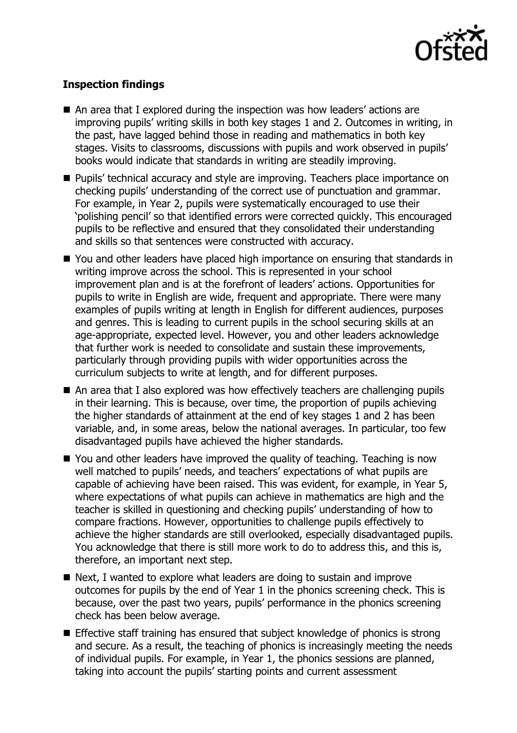**Inspection findings**

- An area that I explored during the inspection was how leaders' actions are improving pupils' writing skills in both key stages 1 and 2. Outcomes in writing, in the past, have lagged behind those in reading and mathematics in both key stages. Visits to classrooms, discussions with pupils and work observed in pupils' books would indicate that standards in writing are steadily improving.
- Pupils' technical accuracy and style are improving. Teachers place importance on checking pupils' understanding of the correct use of punctuation and grammar. For example, in Year 2, pupils were systematically encouraged to use their 'polishing pencil' so that identified errors were corrected quickly. This encouraged pupils to be reflective and ensured that they consolidated their understanding and skills so that sentences were constructed with accuracy.
- You and other leaders have placed high importance on ensuring that standards in writing improve across the school. This is represented in your school improvement plan and is at the forefront of leaders' actions. Opportunities for pupils to write in English are wide, frequent and appropriate. There were many examples of pupils writing at length in English for different audiences, purposes and genres. This is leading to current pupils in the school securing skills at an age-appropriate, expected level. However, you and other leaders acknowledge that further work is needed to consolidate and sustain these improvements, particularly through providing pupils with wider opportunities across the curriculum subjects to write at length, and for different purposes.
- An area that I also explored was how effectively teachers are challenging pupils in their learning. This is because, over time, the proportion of pupils achieving the higher standards of attainment at the end of key stages 1 and 2 has been variable, and, in some areas, below the national averages. In particular, too few disadvantaged pupils have achieved the higher standards.
- You and other leaders have improved the quality of teaching. Teaching is now well matched to pupils' needs, and teachers' expectations of what pupils are capable of achieving have been raised. This was evident, for example, in Year 5, where expectations of what pupils can achieve in mathematics are high and the teacher is skilled in questioning and checking pupils' understanding of how to compare fractions. However, opportunities to challenge pupils effectively to achieve the higher standards are still overlooked, especially disadvantaged pupils. You acknowledge that there is still more work to do to address this, and this is, therefore, an important next step.
- Next, I wanted to explore what leaders are doing to sustain and improve outcomes for pupils by the end of Year 1 in the phonics screening check. This is because, over the past two years, pupils' performance in the phonics screening check has been below average.
- Effective staff training has ensured that subject knowledge of phonics is strong and secure. As a result, the teaching of phonics is increasingly meeting the needs of individual pupils. For example, in Year 1, the phonics sessions are planned, taking into account the pupils' starting points and current assessment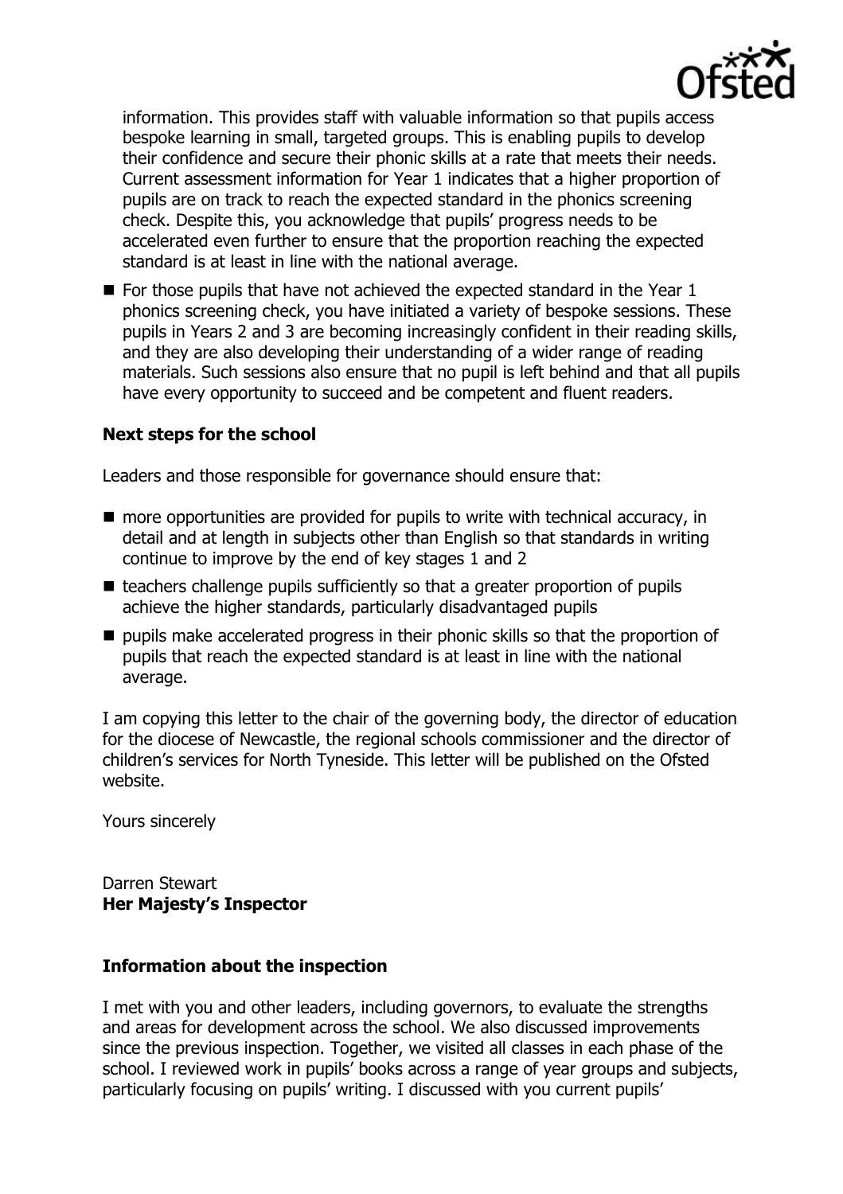information. This provides staff with valuable information so that pupils access bespoke learning in small, targeted groups. This is enabling pupils to develop their confidence and secure their phonic skills at a rate that meets their needs. Current assessment information for Year 1 indicates that a higher proportion of pupils are on track to reach the expected standard in the phonics screening check. Despite this, you acknowledge that pupils' progress needs to be accelerated even further to ensure that the proportion reaching the expected standard is at least in line with the national average.

- For those pupils that have not achieved the expected standard in the Year 1 phonics screening check, you have initiated a variety of bespoke sessions. These pupils in Years 2 and 3 are becoming increasingly confident in their reading skills, and they are also developing their understanding of a wider range of reading materials. Such sessions also ensure that no pupil is left behind and that all pupils have every opportunity to succeed and be competent and fluent readers.

**Next steps for the school**

Leaders and those responsible for governance should ensure that:

- more opportunities are provided for pupils to write with technical accuracy, in detail and at length in subjects other than English so that standards in writing continue to improve by the end of key stages 1 and 2
- teachers challenge pupils sufficiently so that a greater proportion of pupils achieve the higher standards, particularly disadvantaged pupils
- pupils make accelerated progress in their phonic skills so that the proportion of pupils that reach the expected standard is at least in line with the national average.

I am copying this letter to the chair of the governing body, the director of education for the diocese of Newcastle, the regional schools commissioner and the director of children's services for North Tyneside. This letter will be published on the Ofsted website.

Yours sincerely

Darren Stewart
**Her Majesty's Inspector**

**Information about the inspection**

I met with you and other leaders, including governors, to evaluate the strengths and areas for development across the school. We also discussed improvements since the previous inspection. Together, we visited all classes in each phase of the school. I reviewed work in pupils' books across a range of year groups and subjects, particularly focusing on pupils' writing. I discussed with you current pupils'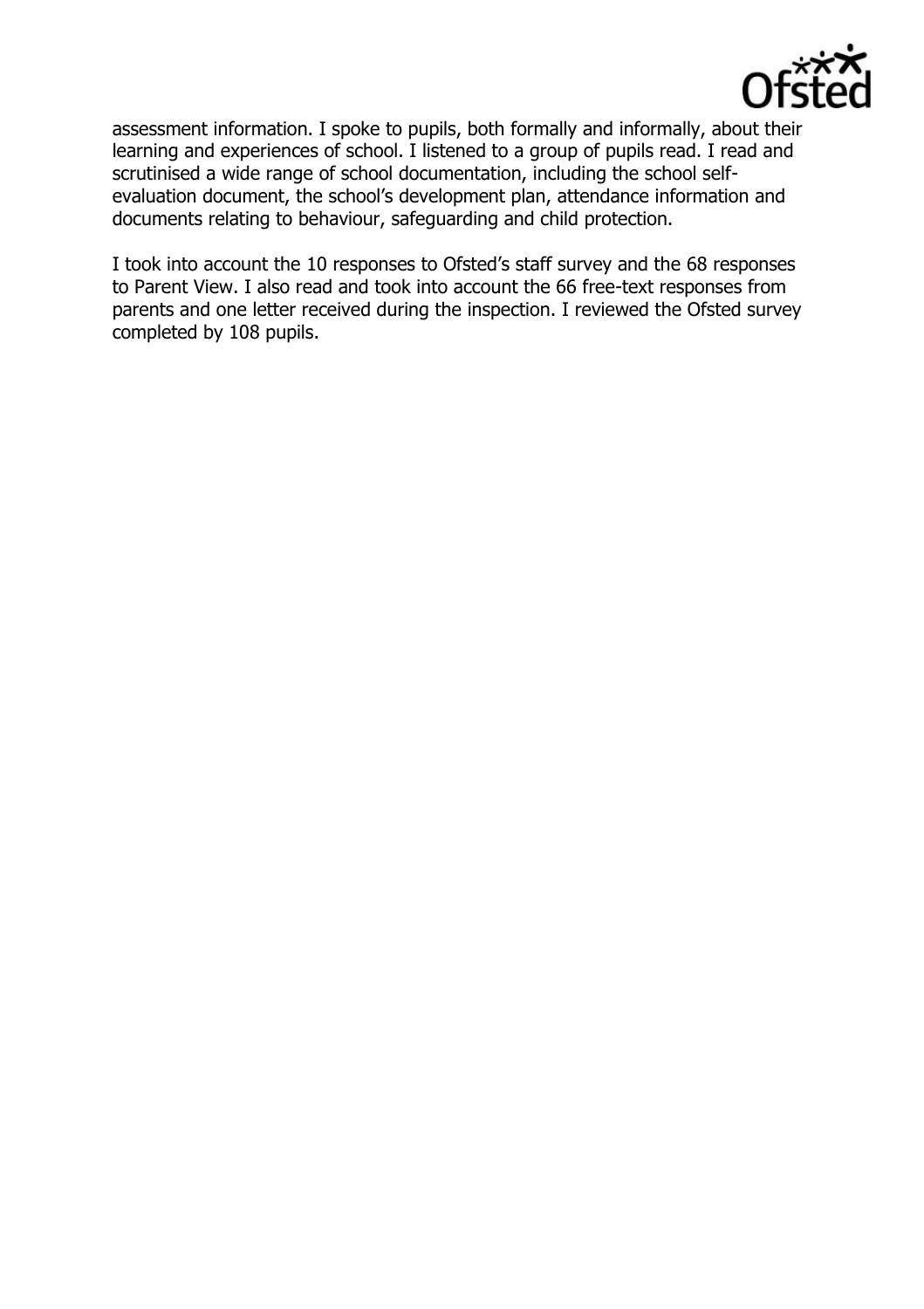assessment information. I spoke to pupils, both formally and informally, about their learning and experiences of school. I listened to a group of pupils read. I read and scrutinised a wide range of school documentation, including the school self-evaluation document, the school's development plan, attendance information and documents relating to behaviour, safeguarding and child protection.

I took into account the 10 responses to Ofsted's staff survey and the 68 responses to Parent View. I also read and took into account the 66 free-text responses from parents and one letter received during the inspection. I reviewed the Ofsted survey completed by 108 pupils.